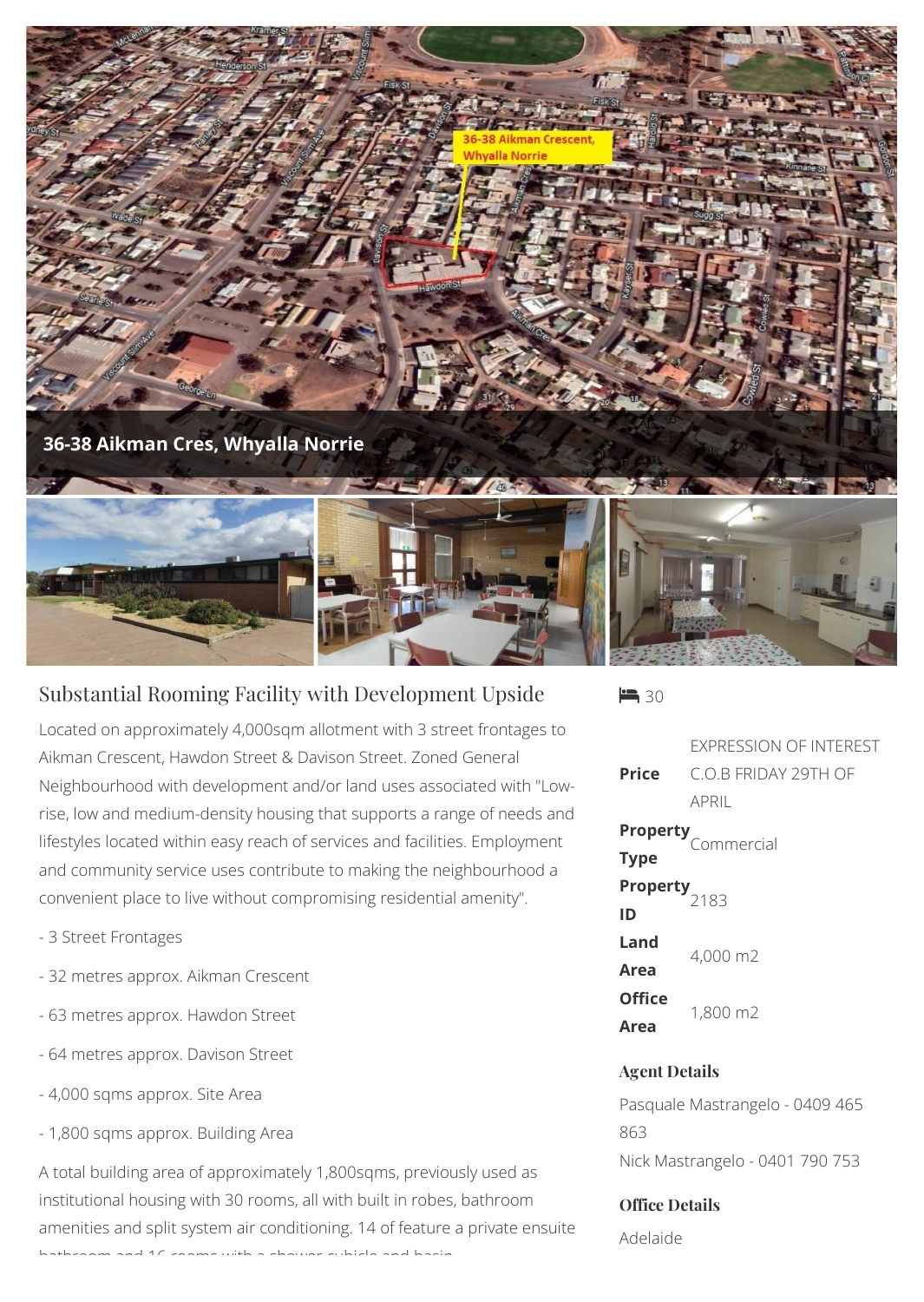**36-38 Aikman Cres, Whyalla Norrie**

## Substantial Rooming Facility with Development Upside

Located on approximately 4,000sqm allotment with 3 street frontages to Aikman Crescent, Hawdon Street & Davison Street. Zoned General Neighbourhood with development and/or land uses associated with "Low-rise, low and medium-density housing that supports a range of needs and lifestyles located within easy reach of services and facilities. Employment and community service uses contribute to making the neighbourhood a convenient place to live without compromising residential amenity".

- 3 Street Frontages
- 32 metres approx. Aikman Crescent
- 63 metres approx. Hawdon Street
- 64 metres approx. Davison Street
- 4,000 sqms approx. Site Area
- 1,800 sqms approx. Building Area

A total building area of approximately 1,800sqms, previously used as institutional housing with 30 rooms, all with built in robes, bathroom amenities and split system air conditioning. 14 of feature a private ensuite bathroom and 16 rooms with a shower cubicle and basin

30

| | |
|---|---|
| **Price** | EXPRESSION OF INTEREST C.O.B FRIDAY 29TH OF APRIL |
| **Property Type** | Commercial |
| **Property ID** | 2183 |
| **Land Area** | 4,000 m2 |
| **Office Area** | 1,800 m2 |

### Agent Details

Pasquale Mastrangelo - 0409 465 863

Nick Mastrangelo - 0401 790 753

### Office Details

Adelaide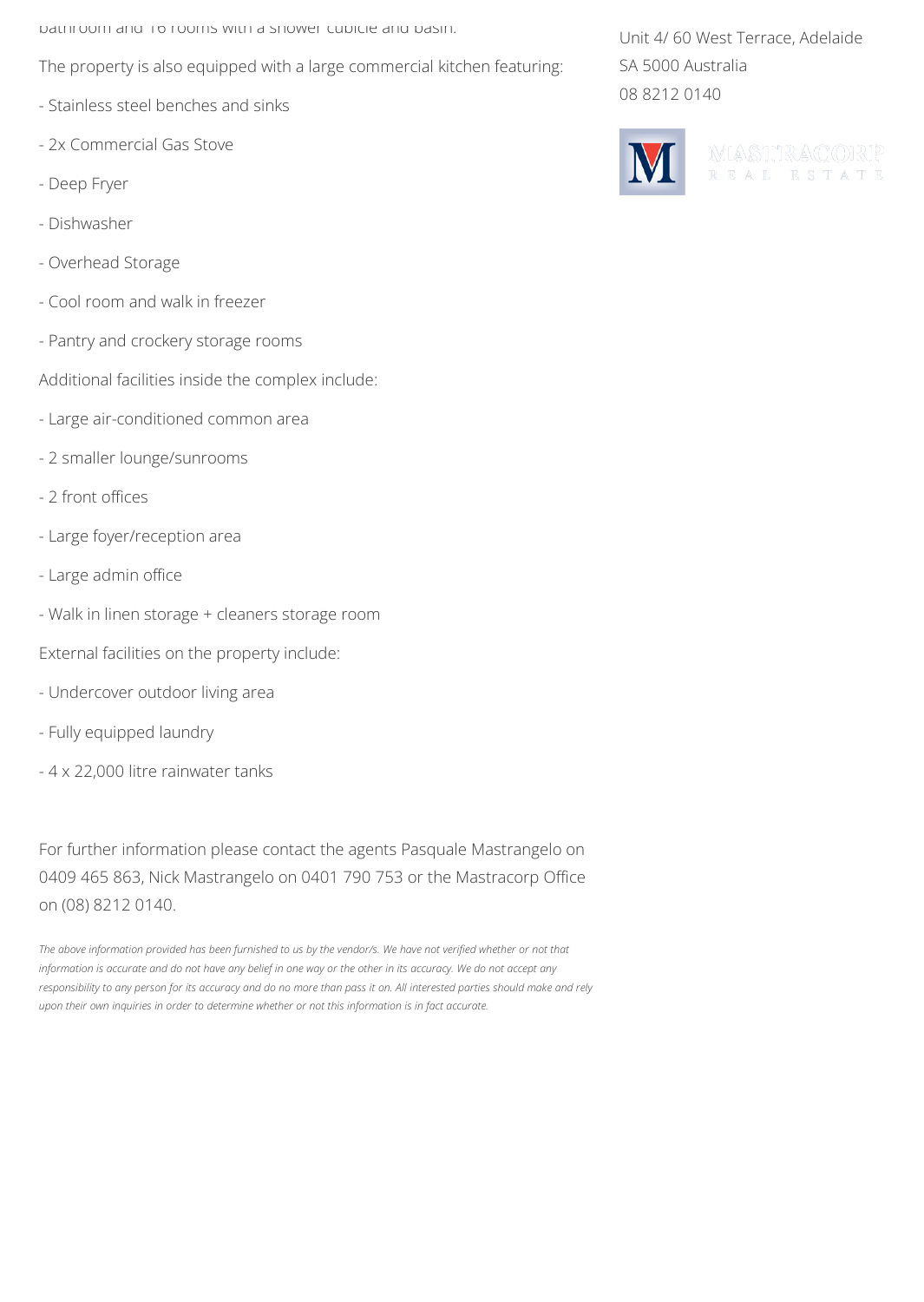bathroom and 16 rooms with a shower cubicle and basin.

The property is also equipped with a large commercial kitchen featuring:

- Stainless steel benches and sinks
- 2x Commercial Gas Stove
- Deep Fryer
- Dishwasher
- Overhead Storage
- Cool room and walk in freezer
- Pantry and crockery storage rooms

Additional facilities inside the complex include:

- Large air-conditioned common area
- 2 smaller lounge/sunrooms
- 2 front offices
- Large foyer/reception area
- Large admin office
- Walk in linen storage + cleaners storage room

External facilities on the property include:

- Undercover outdoor living area
- Fully equipped laundry
- 4 x 22,000 litre rainwater tanks

For further information please contact the agents Pasquale Mastrangelo on 0409 465 863, Nick Mastrangelo on 0401 790 753 or the Mastracorp Office on (08) 8212 0140.

*The above information provided has been furnished to us by the vendor/s. We have not verified whether or not that information is accurate and do not have any belief in one way or the other in its accuracy. We do not accept any responsibility to any person for its accuracy and do no more than pass it on. All interested parties should make and rely upon their own inquiries in order to determine whether or not this information is in fact accurate.*

Unit 4/ 60 West Terrace, Adelaide
SA 5000 Australia
08 8212 0140

MASTRACORP
REAL ESTATE